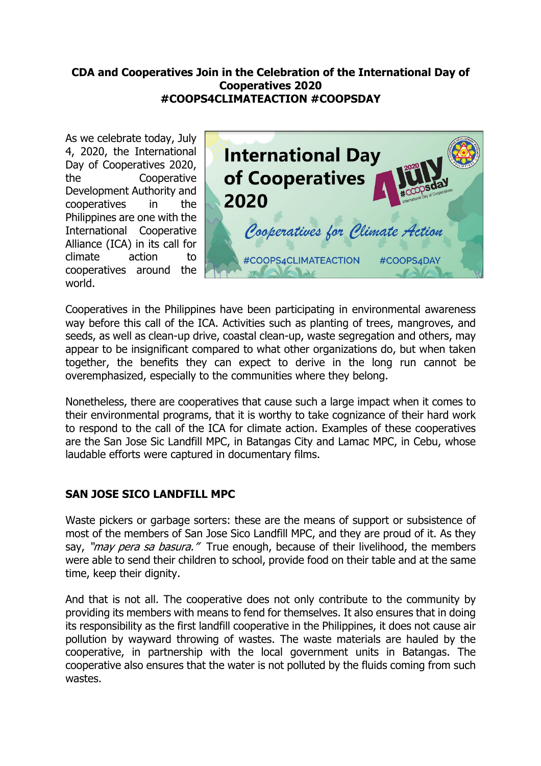**CDA and Cooperatives Join in the Celebration of the International Day of Cooperatives 2020 #COOPS4CLIMATEACTION #COOPSDAY**

As we celebrate today, July 4, 2020, the International Day of Cooperatives 2020, the Cooperative Development Authority and cooperatives in the Philippines are one with the International Cooperative Alliance (ICA) in its call for climate action to cooperatives around the world.

Cooperatives in the Philippines have been participating in environmental awareness way before this call of the ICA. Activities such as planting of trees, mangroves, and seeds, as well as clean-up drive, coastal clean-up, waste segregation and others, may appear to be insignificant compared to what other organizations do, but when taken together, the benefits they can expect to derive in the long run cannot be overemphasized, especially to the communities where they belong.

Nonetheless, there are cooperatives that cause such a large impact when it comes to their environmental programs, that it is worthy to take cognizance of their hard work to respond to the call of the ICA for climate action. Examples of these cooperatives are the San Jose Sic Landfill MPC, in Batangas City and Lamac MPC, in Cebu, whose laudable efforts were captured in documentary films.

**SAN JOSE SICO LANDFILL MPC**

Waste pickers or garbage sorters: these are the means of support or subsistence of most of the members of San Jose Sico Landfill MPC, and they are proud of it. As they say, *"may pera sa basura."* True enough, because of their livelihood, the members were able to send their children to school, provide food on their table and at the same time, keep their dignity.

And that is not all. The cooperative does not only contribute to the community by providing its members with means to fend for themselves. It also ensures that in doing its responsibility as the first landfill cooperative in the Philippines, it does not cause air pollution by wayward throwing of wastes. The waste materials are hauled by the cooperative, in partnership with the local government units in Batangas. The cooperative also ensures that the water is not polluted by the fluids coming from such wastes.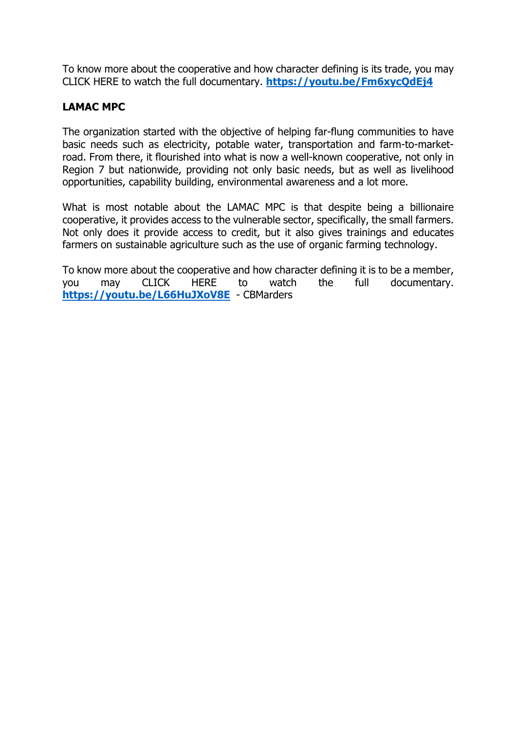To know more about the cooperative and how character defining is its trade, you may CLICK HERE to watch the full documentary. **https://youtu.be/Fm6xycQdEj4**

**LAMAC MPC**

The organization started with the objective of helping far-flung communities to have basic needs such as electricity, potable water, transportation and farm-to-market-road. From there, it flourished into what is now a well-known cooperative, not only in Region 7 but nationwide, providing not only basic needs, but as well as livelihood opportunities, capability building, environmental awareness and a lot more.

What is most notable about the LAMAC MPC is that despite being a billionaire cooperative, it provides access to the vulnerable sector, specifically, the small farmers. Not only does it provide access to credit, but it also gives trainings and educates farmers on sustainable agriculture such as the use of organic farming technology.

To know more about the cooperative and how character defining it is to be a member, you may CLICK HERE to watch the full documentary. **https://youtu.be/L66HuJXoV8E** - CBMarders